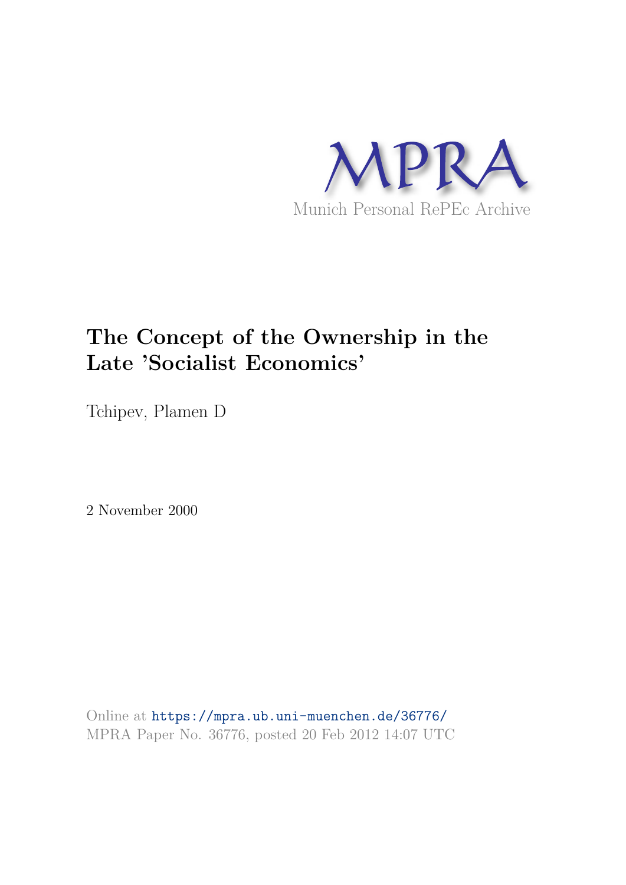MPRA

Munich Personal RePEc Archive

# The Concept of the Ownership in the Late 'Socialist Economics'

Tchipev, Plamen D

2 November 2000

Online at https://mpra.ub.uni-muenchen.de/36776/
MPRA Paper No. 36776, posted 20 Feb 2012 14:07 UTC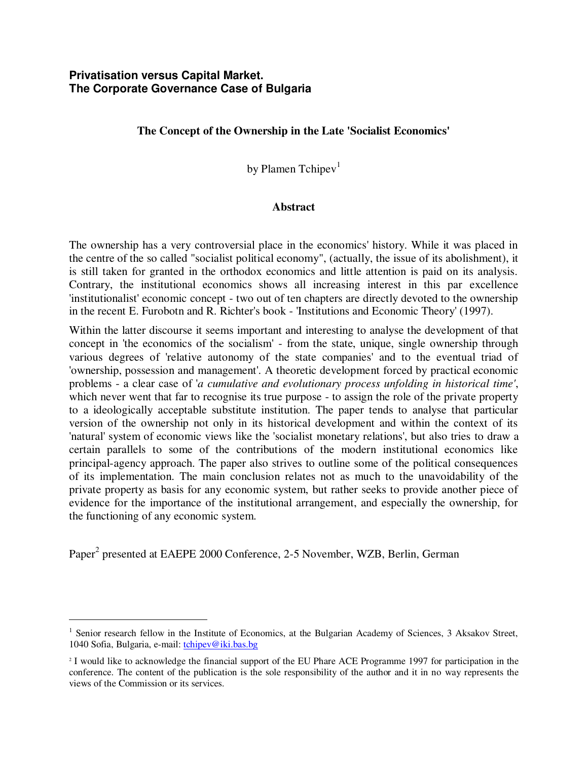**Privatisation versus Capital Market.**
**The Corporate Governance Case of Bulgaria**

## The Concept of the Ownership in the Late 'Socialist Economics'

by Plamen Tchipev[1]

### Abstract

The ownership has a very controversial place in the economics' history. While it was placed in the centre of the so called "socialist political economy", (actually, the issue of its abolishment), it is still taken for granted in the orthodox economics and little attention is paid on its analysis. Contrary, the institutional economics shows all increasing interest in this par excellence 'institutionalist' economic concept - two out of ten chapters are directly devoted to the ownership in the recent E. Furobotn and R. Richter's book - 'Institutions and Economic Theory' (1997).

Within the latter discourse it seems important and interesting to analyse the development of that concept in 'the economics of the socialism' - from the state, unique, single ownership through various degrees of 'relative autonomy of the state companies' and to the eventual triad of 'ownership, possession and management'. A theoretic development forced by practical economic problems - a clear case of '*a cumulative and evolutionary process unfolding in historical time'*, which never went that far to recognise its true purpose - to assign the role of the private property to a ideologically acceptable substitute institution. The paper tends to analyse that particular version of the ownership not only in its historical development and within the context of its 'natural' system of economic views like the 'socialist monetary relations', but also tries to draw a certain parallels to some of the contributions of the modern institutional economics like principal-agency approach. The paper also strives to outline some of the political consequences of its implementation. The main conclusion relates not as much to the unavoidability of the private property as basis for any economic system, but rather seeks to provide another piece of evidence for the importance of the institutional arrangement, and especially the ownership, for the functioning of any economic system.

Paper[2] presented at EAEPE 2000 Conference, 2-5 November, WZB, Berlin, German

---

[1] Senior research fellow in the Institute of Economics, at the Bulgarian Academy of Sciences, 3 Aksakov Street, 1040 Sofia, Bulgaria, e-mail: tchipev@iki.bas.bg

[2] I would like to acknowledge the financial support of the EU Phare ACE Programme 1997 for participation in the conference. The content of the publication is the sole responsibility of the author and it in no way represents the views of the Commission or its services.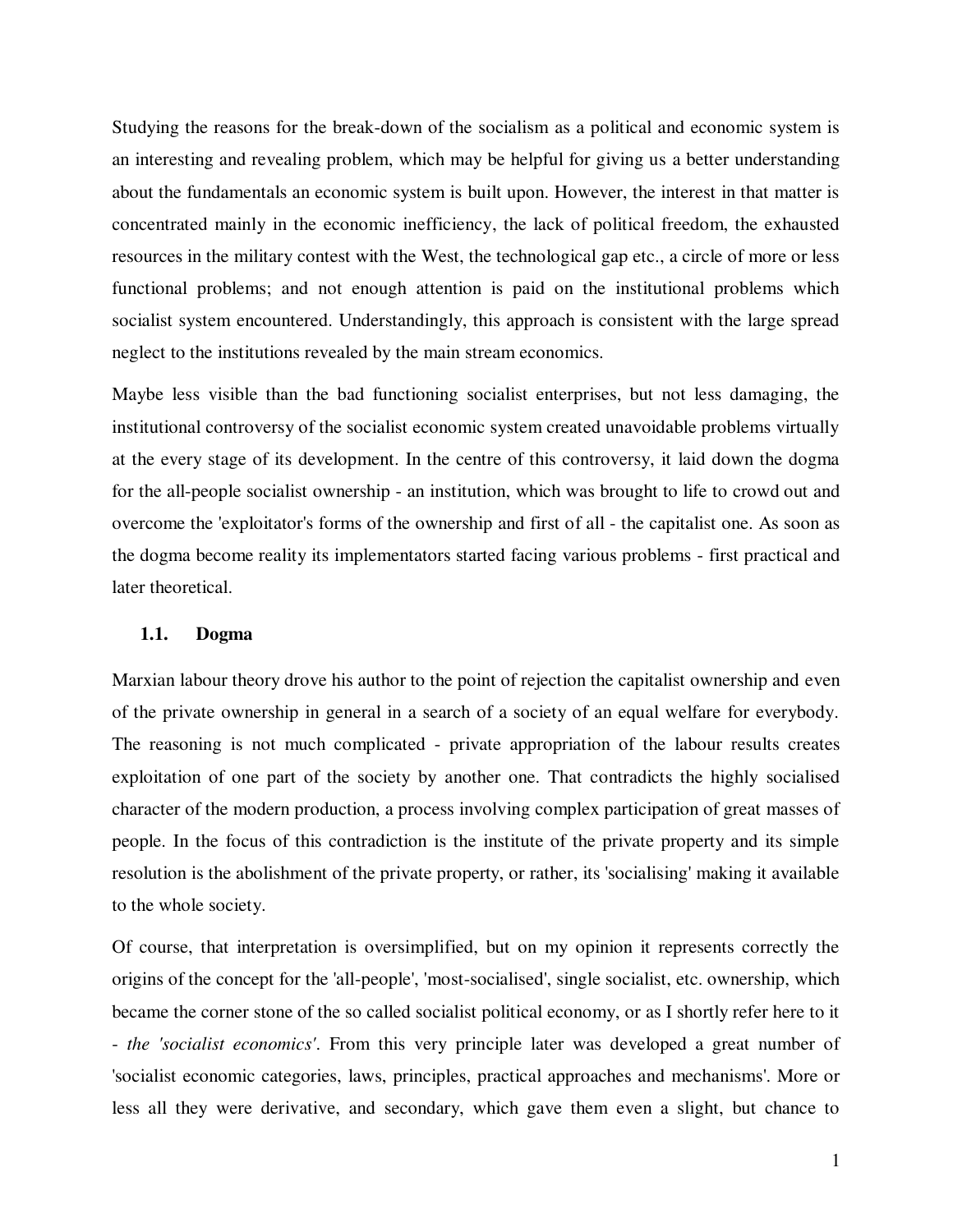Studying the reasons for the break-down of the socialism as a political and economic system is an interesting and revealing problem, which may be helpful for giving us a better understanding about the fundamentals an economic system is built upon. However, the interest in that matter is concentrated mainly in the economic inefficiency, the lack of political freedom, the exhausted resources in the military contest with the West, the technological gap etc., a circle of more or less functional problems; and not enough attention is paid on the institutional problems which socialist system encountered. Understandingly, this approach is consistent with the large spread neglect to the institutions revealed by the main stream economics.

Maybe less visible than the bad functioning socialist enterprises, but not less damaging, the institutional controversy of the socialist economic system created unavoidable problems virtually at the every stage of its development. In the centre of this controversy, it laid down the dogma for the all-people socialist ownership - an institution, which was brought to life to crowd out and overcome the 'exploitator's forms of the ownership and first of all - the capitalist one. As soon as the dogma become reality its implementators started facing various problems - first practical and later theoretical.

### 1.1. Dogma

Marxian labour theory drove his author to the point of rejection the capitalist ownership and even of the private ownership in general in a search of a society of an equal welfare for everybody. The reasoning is not much complicated - private appropriation of the labour results creates exploitation of one part of the society by another one. That contradicts the highly socialised character of the modern production, a process involving complex participation of great masses of people. In the focus of this contradiction is the institute of the private property and its simple resolution is the abolishment of the private property, or rather, its 'socialising' making it available to the whole society.

Of course, that interpretation is oversimplified, but on my opinion it represents correctly the origins of the concept for the 'all-people', 'most-socialised', single socialist, etc. ownership, which became the corner stone of the so called socialist political economy, or as I shortly refer here to it - *the 'socialist economics'*. From this very principle later was developed a great number of 'socialist economic categories, laws, principles, practical approaches and mechanisms'. More or less all they were derivative, and secondary, which gave them even a slight, but chance to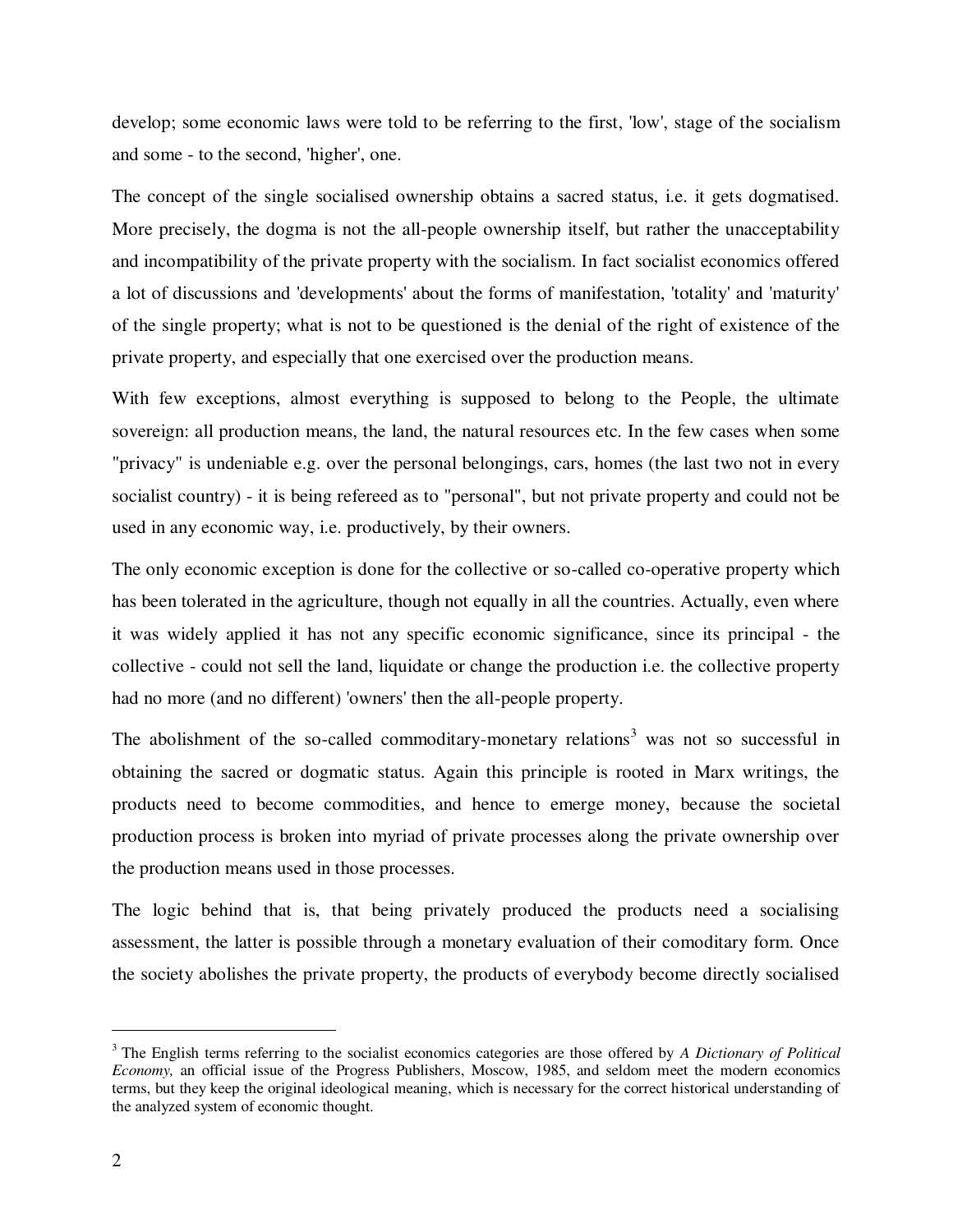develop; some economic laws were told to be referring to the first, 'low', stage of the socialism and some - to the second, 'higher', one.

The concept of the single socialised ownership obtains a sacred status, i.e. it gets dogmatised. More precisely, the dogma is not the all-people ownership itself, but rather the unacceptability and incompatibility of the private property with the socialism. In fact socialist economics offered a lot of discussions and 'developments' about the forms of manifestation, 'totality' and 'maturity' of the single property; what is not to be questioned is the denial of the right of existence of the private property, and especially that one exercised over the production means.

With few exceptions, almost everything is supposed to belong to the People, the ultimate sovereign: all production means, the land, the natural resources etc. In the few cases when some "privacy" is undeniable e.g. over the personal belongings, cars, homes (the last two not in every socialist country) - it is being refereed as to "personal", but not private property and could not be used in any economic way, i.e. productively, by their owners.

The only economic exception is done for the collective or so-called co-operative property which has been tolerated in the agriculture, though not equally in all the countries. Actually, even where it was widely applied it has not any specific economic significance, since its principal - the collective - could not sell the land, liquidate or change the production i.e. the collective property had no more (and no different) 'owners' then the all-people property.

The abolishment of the so-called commoditary-monetary relations[3] was not so successful in obtaining the sacred or dogmatic status. Again this principle is rooted in Marx writings, the products need to become commodities, and hence to emerge money, because the societal production process is broken into myriad of private processes along the private ownership over the production means used in those processes.

The logic behind that is, that being privately produced the products need a socialising assessment, the latter is possible through a monetary evaluation of their comoditary form. Once the society abolishes the private property, the products of everybody become directly socialised

[3] The English terms referring to the socialist economics categories are those offered by *A Dictionary of Political Economy,* an official issue of the Progress Publishers, Moscow, 1985, and seldom meet the modern economics terms, but they keep the original ideological meaning, which is necessary for the correct historical understanding of the analyzed system of economic thought.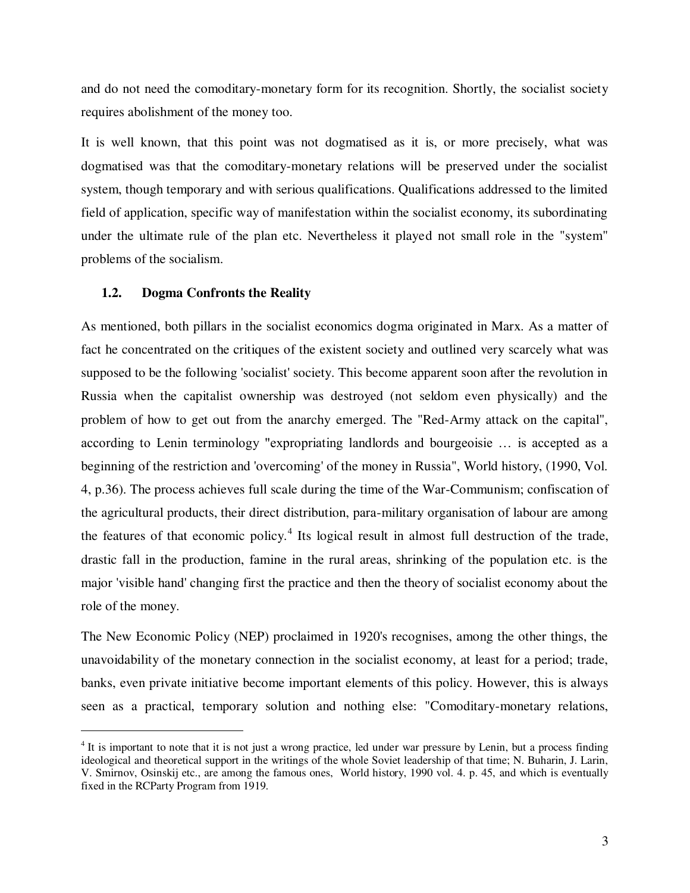and do not need the comoditary-monetary form for its recognition. Shortly, the socialist society requires abolishment of the money too.

It is well known, that this point was not dogmatised as it is, or more precisely, what was dogmatised was that the comoditary-monetary relations will be preserved under the socialist system, though temporary and with serious qualifications. Qualifications addressed to the limited field of application, specific way of manifestation within the socialist economy, its subordinating under the ultimate rule of the plan etc. Nevertheless it played not small role in the "system" problems of the socialism.

### 1.2. Dogma Confronts the Reality

As mentioned, both pillars in the socialist economics dogma originated in Marx. As a matter of fact he concentrated on the critiques of the existent society and outlined very scarcely what was supposed to be the following 'socialist' society. This become apparent soon after the revolution in Russia when the capitalist ownership was destroyed (not seldom even physically) and the problem of how to get out from the anarchy emerged. The "Red-Army attack on the capital", according to Lenin terminology "expropriating landlords and bourgeoisie … is accepted as a beginning of the restriction and 'overcoming' of the money in Russia", World history, (1990, Vol. 4, p.36). The process achieves full scale during the time of the War-Communism; confiscation of the agricultural products, their direct distribution, para-military organisation of labour are among the features of that economic policy.[4] Its logical result in almost full destruction of the trade, drastic fall in the production, famine in the rural areas, shrinking of the population etc. is the major 'visible hand' changing first the practice and then the theory of socialist economy about the role of the money.

The New Economic Policy (NEP) proclaimed in 1920's recognises, among the other things, the unavoidability of the monetary connection in the socialist economy, at least for a period; trade, banks, even private initiative become important elements of this policy. However, this is always seen as a practical, temporary solution and nothing else: "Comoditary-monetary relations,

[4] It is important to note that it is not just a wrong practice, led under war pressure by Lenin, but a process finding ideological and theoretical support in the writings of the whole Soviet leadership of that time; N. Buharin, J. Larin, V. Smirnov, Osinskij etc., are among the famous ones, World history, 1990 vol. 4. p. 45, and which is eventually fixed in the RCParty Program from 1919.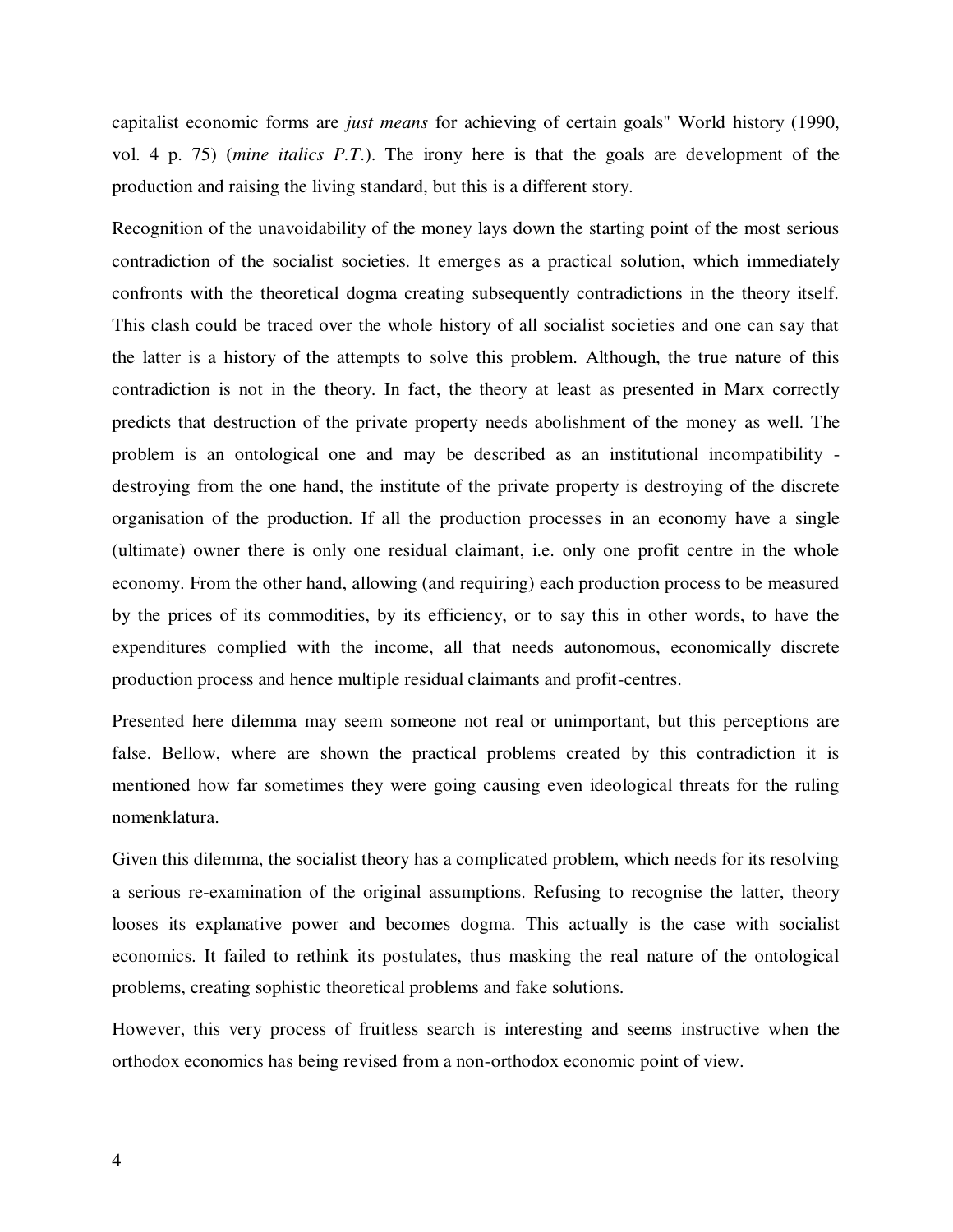capitalist economic forms are *just means* for achieving of certain goals" World history (1990, vol. 4 p. 75) (*mine italics P.T.*). The irony here is that the goals are development of the production and raising the living standard, but this is a different story.

Recognition of the unavoidability of the money lays down the starting point of the most serious contradiction of the socialist societies. It emerges as a practical solution, which immediately confronts with the theoretical dogma creating subsequently contradictions in the theory itself. This clash could be traced over the whole history of all socialist societies and one can say that the latter is a history of the attempts to solve this problem. Although, the true nature of this contradiction is not in the theory. In fact, the theory at least as presented in Marx correctly predicts that destruction of the private property needs abolishment of the money as well. The problem is an ontological one and may be described as an institutional incompatibility - destroying from the one hand, the institute of the private property is destroying of the discrete organisation of the production. If all the production processes in an economy have a single (ultimate) owner there is only one residual claimant, i.e. only one profit centre in the whole economy. From the other hand, allowing (and requiring) each production process to be measured by the prices of its commodities, by its efficiency, or to say this in other words, to have the expenditures complied with the income, all that needs autonomous, economically discrete production process and hence multiple residual claimants and profit-centres.

Presented here dilemma may seem someone not real or unimportant, but this perceptions are false. Bellow, where are shown the practical problems created by this contradiction it is mentioned how far sometimes they were going causing even ideological threats for the ruling nomenklatura.

Given this dilemma, the socialist theory has a complicated problem, which needs for its resolving a serious re-examination of the original assumptions. Refusing to recognise the latter, theory looses its explanative power and becomes dogma. This actually is the case with socialist economics. It failed to rethink its postulates, thus masking the real nature of the ontological problems, creating sophistic theoretical problems and fake solutions.

However, this very process of fruitless search is interesting and seems instructive when the orthodox economics has being revised from a non-orthodox economic point of view.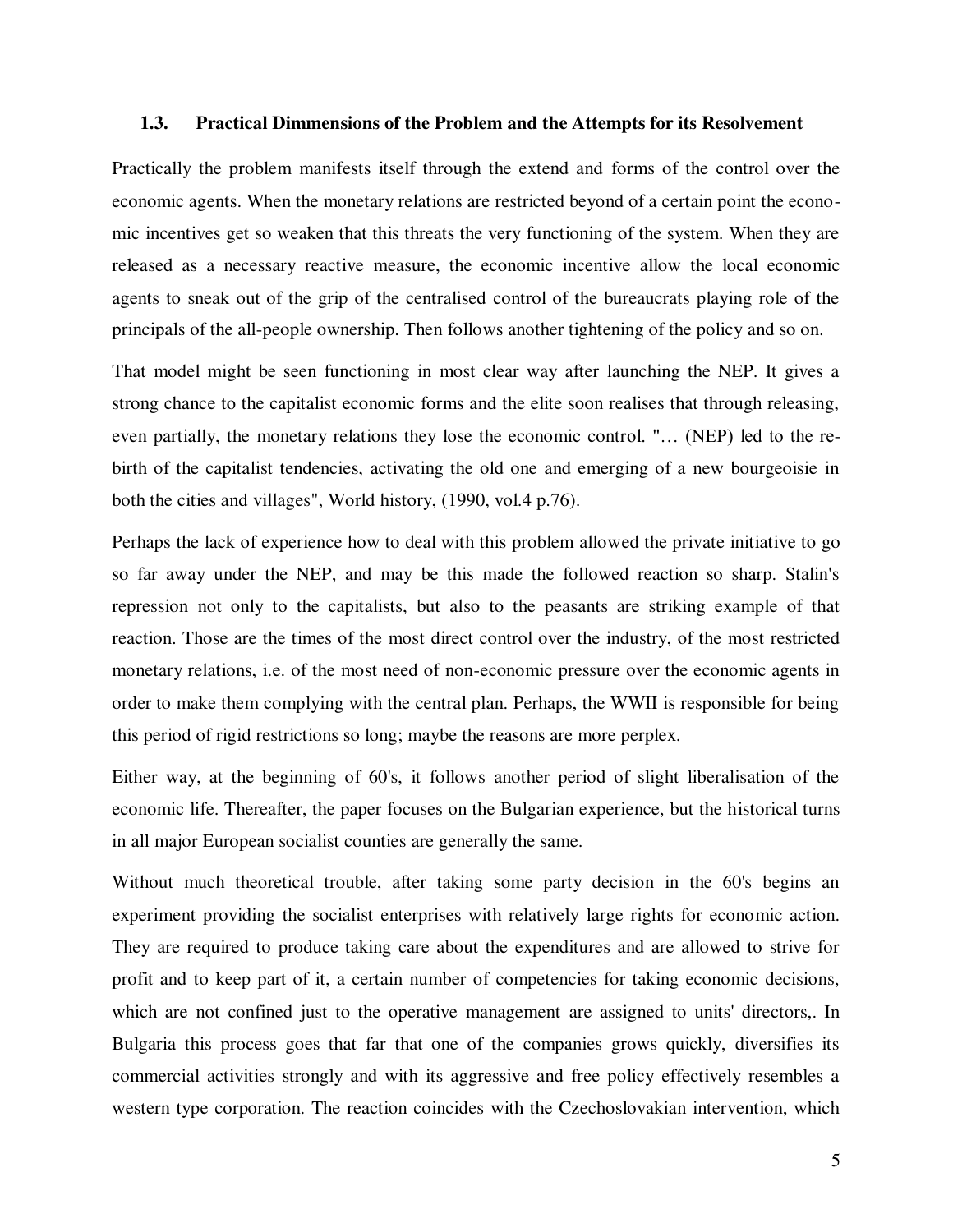### 1.3. Practical Dimmensions of the Problem and the Attempts for its Resolvement

Practically the problem manifests itself through the extend and forms of the control over the economic agents. When the monetary relations are restricted beyond of a certain point the economic incentives get so weaken that this threats the very functioning of the system. When they are released as a necessary reactive measure, the economic incentive allow the local economic agents to sneak out of the grip of the centralised control of the bureaucrats playing role of the principals of the all-people ownership. Then follows another tightening of the policy and so on.

That model might be seen functioning in most clear way after launching the NEP. It gives a strong chance to the capitalist economic forms and the elite soon realises that through releasing, even partially, the monetary relations they lose the economic control. "… (NEP) led to the rebirth of the capitalist tendencies, activating the old one and emerging of a new bourgeoisie in both the cities and villages", World history, (1990, vol.4 p.76).

Perhaps the lack of experience how to deal with this problem allowed the private initiative to go so far away under the NEP, and may be this made the followed reaction so sharp. Stalin's repression not only to the capitalists, but also to the peasants are striking example of that reaction. Those are the times of the most direct control over the industry, of the most restricted monetary relations, i.e. of the most need of non-economic pressure over the economic agents in order to make them complying with the central plan. Perhaps, the WWII is responsible for being this period of rigid restrictions so long; maybe the reasons are more perplex.

Either way, at the beginning of 60's, it follows another period of slight liberalisation of the economic life. Thereafter, the paper focuses on the Bulgarian experience, but the historical turns in all major European socialist counties are generally the same.

Without much theoretical trouble, after taking some party decision in the 60's begins an experiment providing the socialist enterprises with relatively large rights for economic action. They are required to produce taking care about the expenditures and are allowed to strive for profit and to keep part of it, a certain number of competencies for taking economic decisions, which are not confined just to the operative management are assigned to units' directors,. In Bulgaria this process goes that far that one of the companies grows quickly, diversifies its commercial activities strongly and with its aggressive and free policy effectively resembles a western type corporation. The reaction coincides with the Czechoslovakian intervention, which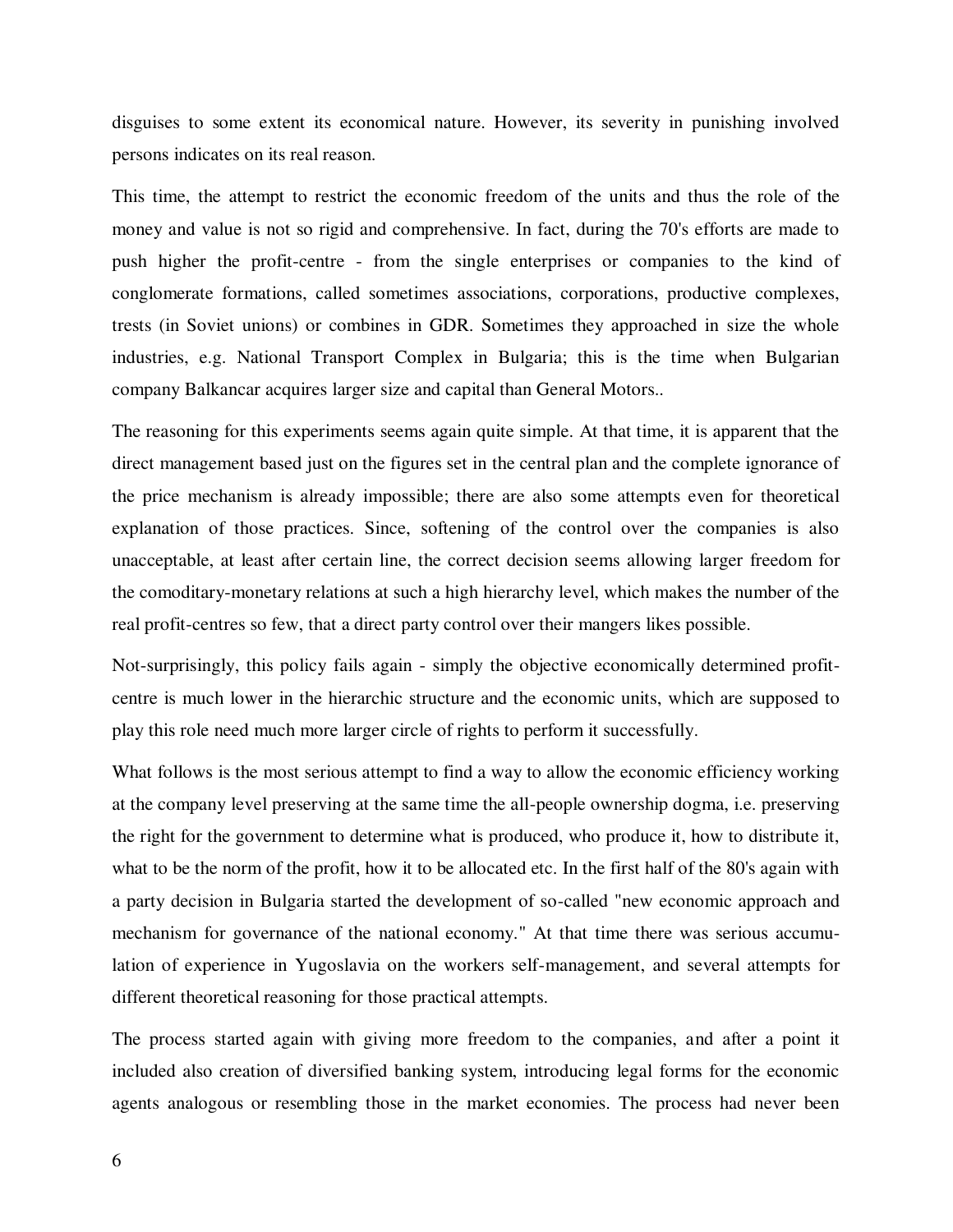disguises to some extent its economical nature. However, its severity in punishing involved persons indicates on its real reason.

This time, the attempt to restrict the economic freedom of the units and thus the role of the money and value is not so rigid and comprehensive. In fact, during the 70's efforts are made to push higher the profit-centre - from the single enterprises or companies to the kind of conglomerate formations, called sometimes associations, corporations, productive complexes, trests (in Soviet unions) or combines in GDR. Sometimes they approached in size the whole industries, e.g. National Transport Complex in Bulgaria; this is the time when Bulgarian company Balkancar acquires larger size and capital than General Motors..

The reasoning for this experiments seems again quite simple. At that time, it is apparent that the direct management based just on the figures set in the central plan and the complete ignorance of the price mechanism is already impossible; there are also some attempts even for theoretical explanation of those practices. Since, softening of the control over the companies is also unacceptable, at least after certain line, the correct decision seems allowing larger freedom for the comoditary-monetary relations at such a high hierarchy level, which makes the number of the real profit-centres so few, that a direct party control over their mangers likes possible.

Not-surprisingly, this policy fails again - simply the objective economically determined profit-centre is much lower in the hierarchic structure and the economic units, which are supposed to play this role need much more larger circle of rights to perform it successfully.

What follows is the most serious attempt to find a way to allow the economic efficiency working at the company level preserving at the same time the all-people ownership dogma, i.e. preserving the right for the government to determine what is produced, who produce it, how to distribute it, what to be the norm of the profit, how it to be allocated etc. In the first half of the 80's again with a party decision in Bulgaria started the development of so-called "new economic approach and mechanism for governance of the national economy." At that time there was serious accumulation of experience in Yugoslavia on the workers self-management, and several attempts for different theoretical reasoning for those practical attempts.

The process started again with giving more freedom to the companies, and after a point it included also creation of diversified banking system, introducing legal forms for the economic agents analogous or resembling those in the market economies. The process had never been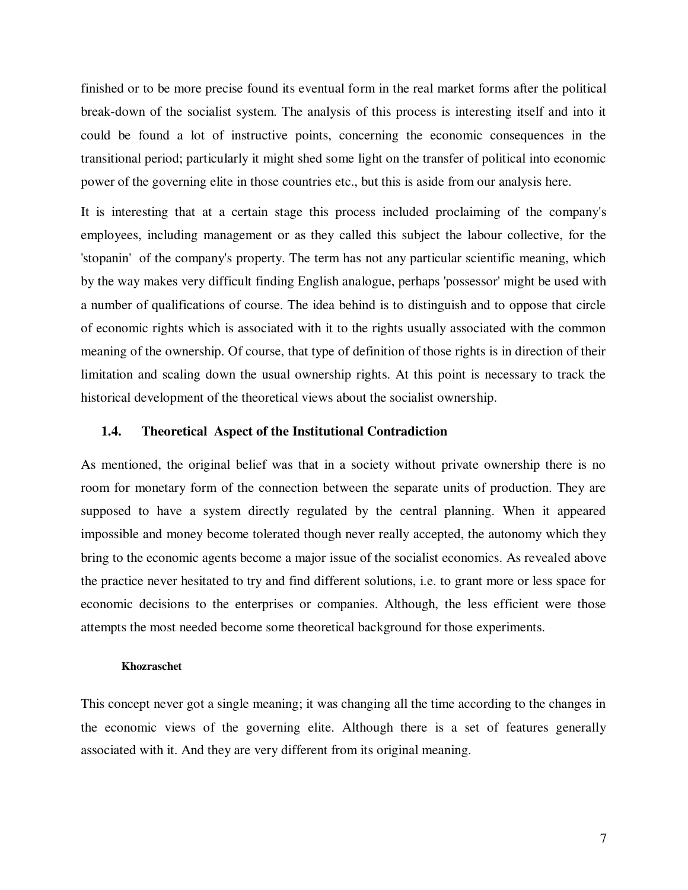finished or to be more precise found its eventual form in the real market forms after the political break-down of the socialist system. The analysis of this process is interesting itself and into it could be found a lot of instructive points, concerning the economic consequences in the transitional period; particularly it might shed some light on the transfer of political into economic power of the governing elite in those countries etc., but this is aside from our analysis here.

It is interesting that at a certain stage this process included proclaiming of the company's employees, including management or as they called this subject the labour collective, for the 'stopanin' of the company's property. The term has not any particular scientific meaning, which by the way makes very difficult finding English analogue, perhaps 'possessor' might be used with a number of qualifications of course. The idea behind is to distinguish and to oppose that circle of economic rights which is associated with it to the rights usually associated with the common meaning of the ownership. Of course, that type of definition of those rights is in direction of their limitation and scaling down the usual ownership rights. At this point is necessary to track the historical development of the theoretical views about the socialist ownership.

### 1.4. Theoretical Aspect of the Institutional Contradiction

As mentioned, the original belief was that in a society without private ownership there is no room for monetary form of the connection between the separate units of production. They are supposed to have a system directly regulated by the central planning. When it appeared impossible and money become tolerated though never really accepted, the autonomy which they bring to the economic agents become a major issue of the socialist economics. As revealed above the practice never hesitated to try and find different solutions, i.e. to grant more or less space for economic decisions to the enterprises or companies. Although, the less efficient were those attempts the most needed become some theoretical background for those experiments.

#### Khozraschet

This concept never got a single meaning; it was changing all the time according to the changes in the economic views of the governing elite. Although there is a set of features generally associated with it. And they are very different from its original meaning.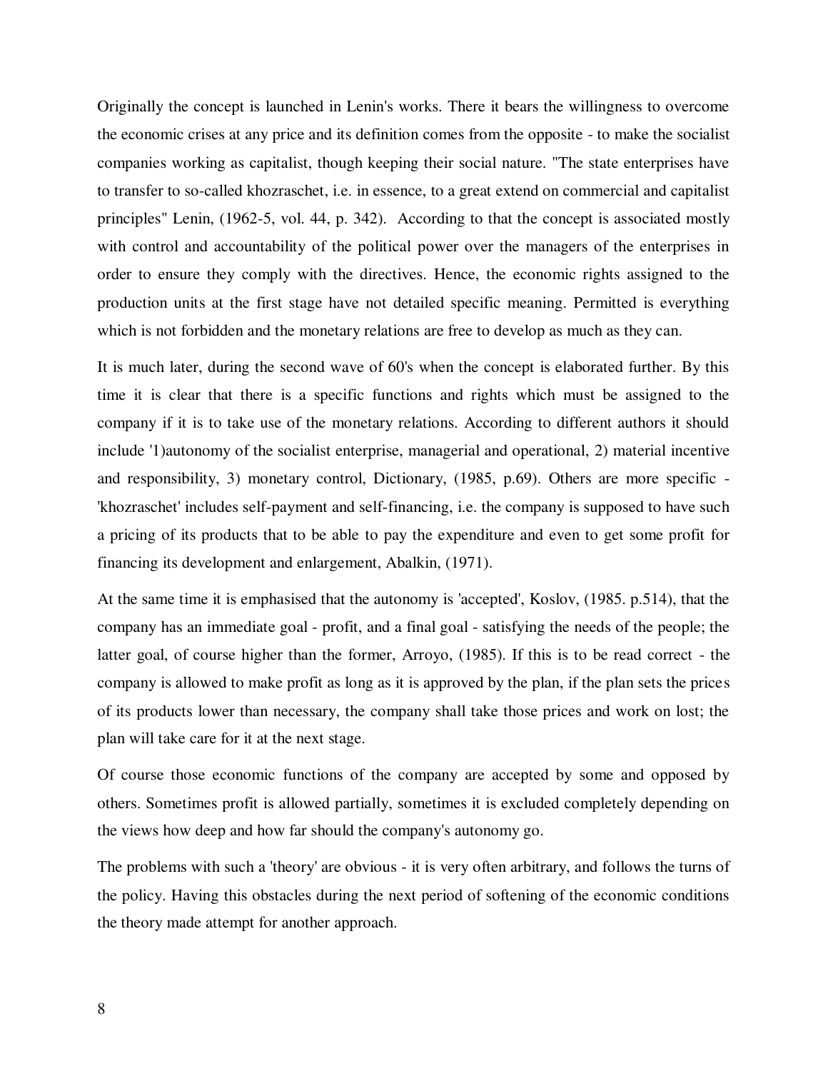Originally the concept is launched in Lenin's works. There it bears the willingness to overcome the economic crises at any price and its definition comes from the opposite - to make the socialist companies working as capitalist, though keeping their social nature. "The state enterprises have to transfer to so-called khozraschet, i.e. in essence, to a great extend on commercial and capitalist principles" Lenin, (1962-5, vol. 44, p. 342). According to that the concept is associated mostly with control and accountability of the political power over the managers of the enterprises in order to ensure they comply with the directives. Hence, the economic rights assigned to the production units at the first stage have not detailed specific meaning. Permitted is everything which is not forbidden and the monetary relations are free to develop as much as they can.

It is much later, during the second wave of 60's when the concept is elaborated further. By this time it is clear that there is a specific functions and rights which must be assigned to the company if it is to take use of the monetary relations. According to different authors it should include '1)autonomy of the socialist enterprise, managerial and operational, 2) material incentive and responsibility, 3) monetary control, Dictionary, (1985, p.69). Others are more specific - 'khozraschet' includes self-payment and self-financing, i.e. the company is supposed to have such a pricing of its products that to be able to pay the expenditure and even to get some profit for financing its development and enlargement, Abalkin, (1971).

At the same time it is emphasised that the autonomy is 'accepted', Koslov, (1985. p.514), that the company has an immediate goal - profit, and a final goal - satisfying the needs of the people; the latter goal, of course higher than the former, Arroyo, (1985). If this is to be read correct - the company is allowed to make profit as long as it is approved by the plan, if the plan sets the prices of its products lower than necessary, the company shall take those prices and work on lost; the plan will take care for it at the next stage.

Of course those economic functions of the company are accepted by some and opposed by others. Sometimes profit is allowed partially, sometimes it is excluded completely depending on the views how deep and how far should the company's autonomy go.

The problems with such a 'theory' are obvious - it is very often arbitrary, and follows the turns of the policy. Having this obstacles during the next period of softening of the economic conditions the theory made attempt for another approach.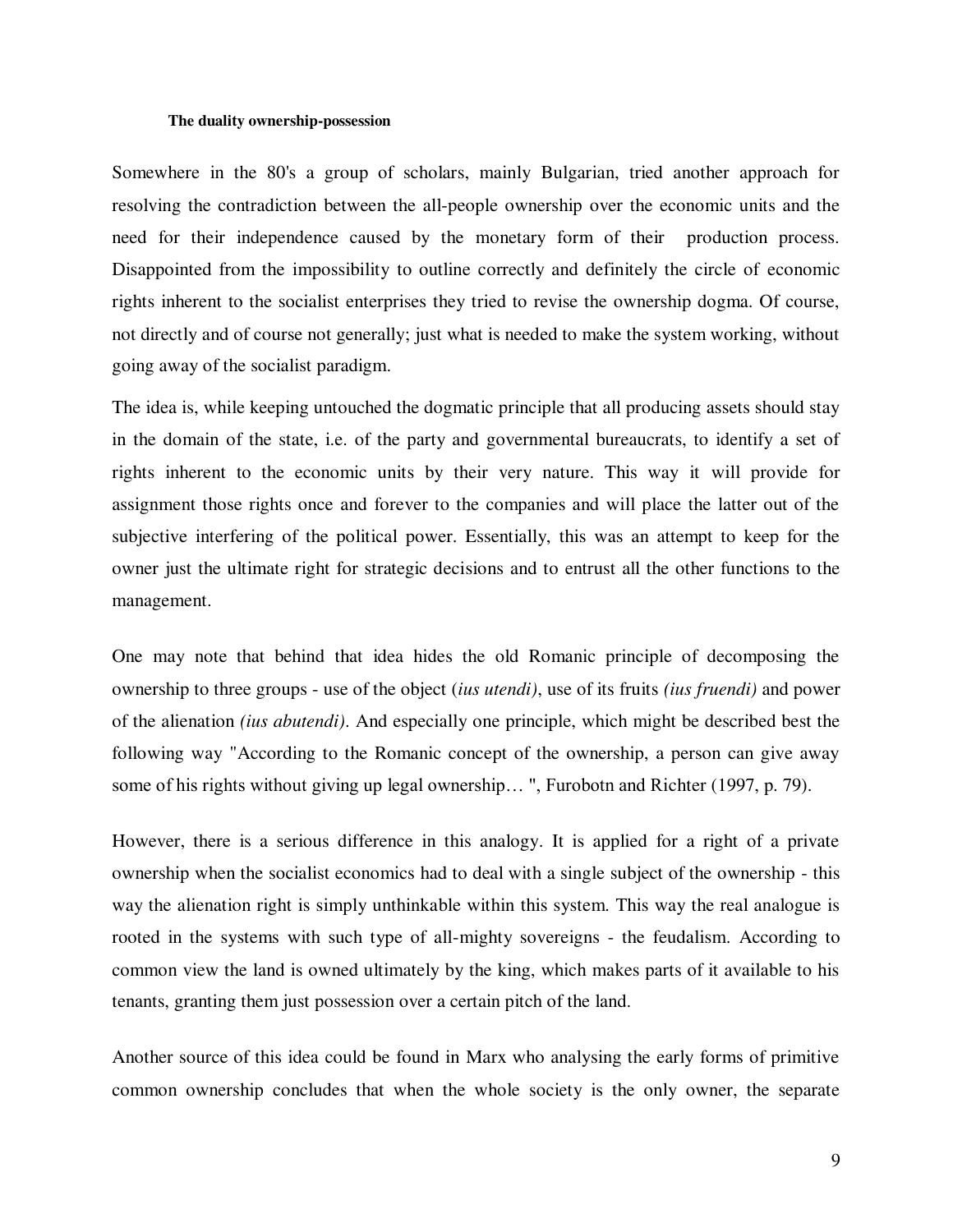### The duality ownership-possession

Somewhere in the 80's a group of scholars, mainly Bulgarian, tried another approach for resolving the contradiction between the all-people ownership over the economic units and the need for their independence caused by the monetary form of their production process. Disappointed from the impossibility to outline correctly and definitely the circle of economic rights inherent to the socialist enterprises they tried to revise the ownership dogma. Of course, not directly and of course not generally; just what is needed to make the system working, without going away of the socialist paradigm.

The idea is, while keeping untouched the dogmatic principle that all producing assets should stay in the domain of the state, i.e. of the party and governmental bureaucrats, to identify a set of rights inherent to the economic units by their very nature. This way it will provide for assignment those rights once and forever to the companies and will place the latter out of the subjective interfering of the political power. Essentially, this was an attempt to keep for the owner just the ultimate right for strategic decisions and to entrust all the other functions to the management.

One may note that behind that idea hides the old Romanic principle of decomposing the ownership to three groups - use of the object (*ius utendi*), use of its fruits *(ius fruendi)* and power of the alienation *(ius abutendi)*. And especially one principle, which might be described best the following way "According to the Romanic concept of the ownership, a person can give away some of his rights without giving up legal ownership… ", Furobotn and Richter (1997, p. 79).

However, there is a serious difference in this analogy. It is applied for a right of a private ownership when the socialist economics had to deal with a single subject of the ownership - this way the alienation right is simply unthinkable within this system. This way the real analogue is rooted in the systems with such type of all-mighty sovereigns - the feudalism. According to common view the land is owned ultimately by the king, which makes parts of it available to his tenants, granting them just possession over a certain pitch of the land.

Another source of this idea could be found in Marx who analysing the early forms of primitive common ownership concludes that when the whole society is the only owner, the separate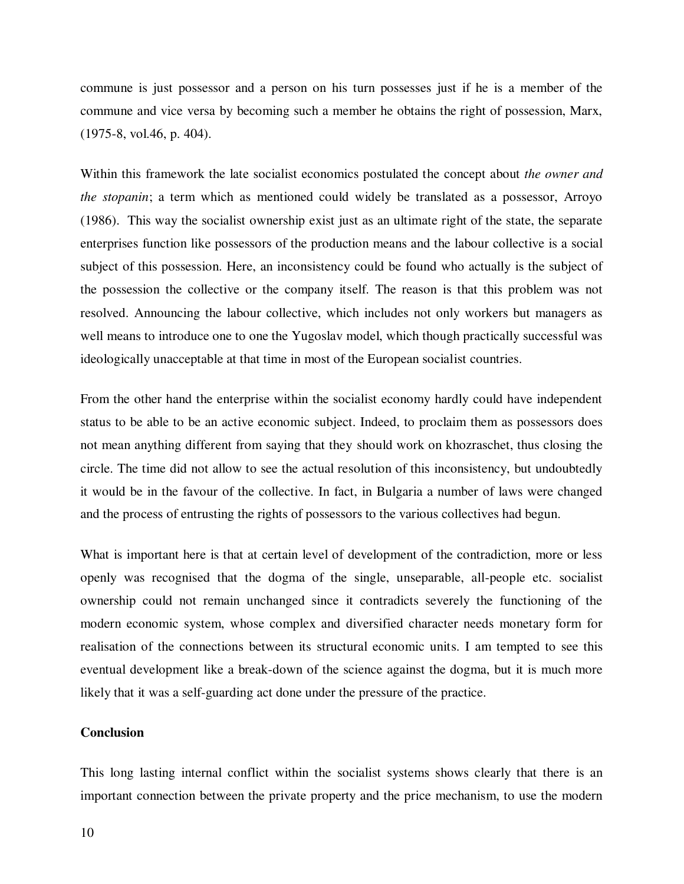commune is just possessor and a person on his turn possesses just if he is a member of the commune and vice versa by becoming such a member he obtains the right of possession, Marx, (1975-8, vol.46, p. 404).

Within this framework the late socialist economics postulated the concept about *the owner and the stopanin*; a term which as mentioned could widely be translated as a possessor, Arroyo (1986). This way the socialist ownership exist just as an ultimate right of the state, the separate enterprises function like possessors of the production means and the labour collective is a social subject of this possession. Here, an inconsistency could be found who actually is the subject of the possession the collective or the company itself. The reason is that this problem was not resolved. Announcing the labour collective, which includes not only workers but managers as well means to introduce one to one the Yugoslav model, which though practically successful was ideologically unacceptable at that time in most of the European socialist countries.

From the other hand the enterprise within the socialist economy hardly could have independent status to be able to be an active economic subject. Indeed, to proclaim them as possessors does not mean anything different from saying that they should work on khozraschet, thus closing the circle. The time did not allow to see the actual resolution of this inconsistency, but undoubtedly it would be in the favour of the collective. In fact, in Bulgaria a number of laws were changed and the process of entrusting the rights of possessors to the various collectives had begun.

What is important here is that at certain level of development of the contradiction, more or less openly was recognised that the dogma of the single, unseparable, all-people etc. socialist ownership could not remain unchanged since it contradicts severely the functioning of the modern economic system, whose complex and diversified character needs monetary form for realisation of the connections between its structural economic units. I am tempted to see this eventual development like a break-down of the science against the dogma, but it is much more likely that it was a self-guarding act done under the pressure of the practice.

## Conclusion

This long lasting internal conflict within the socialist systems shows clearly that there is an important connection between the private property and the price mechanism, to use the modern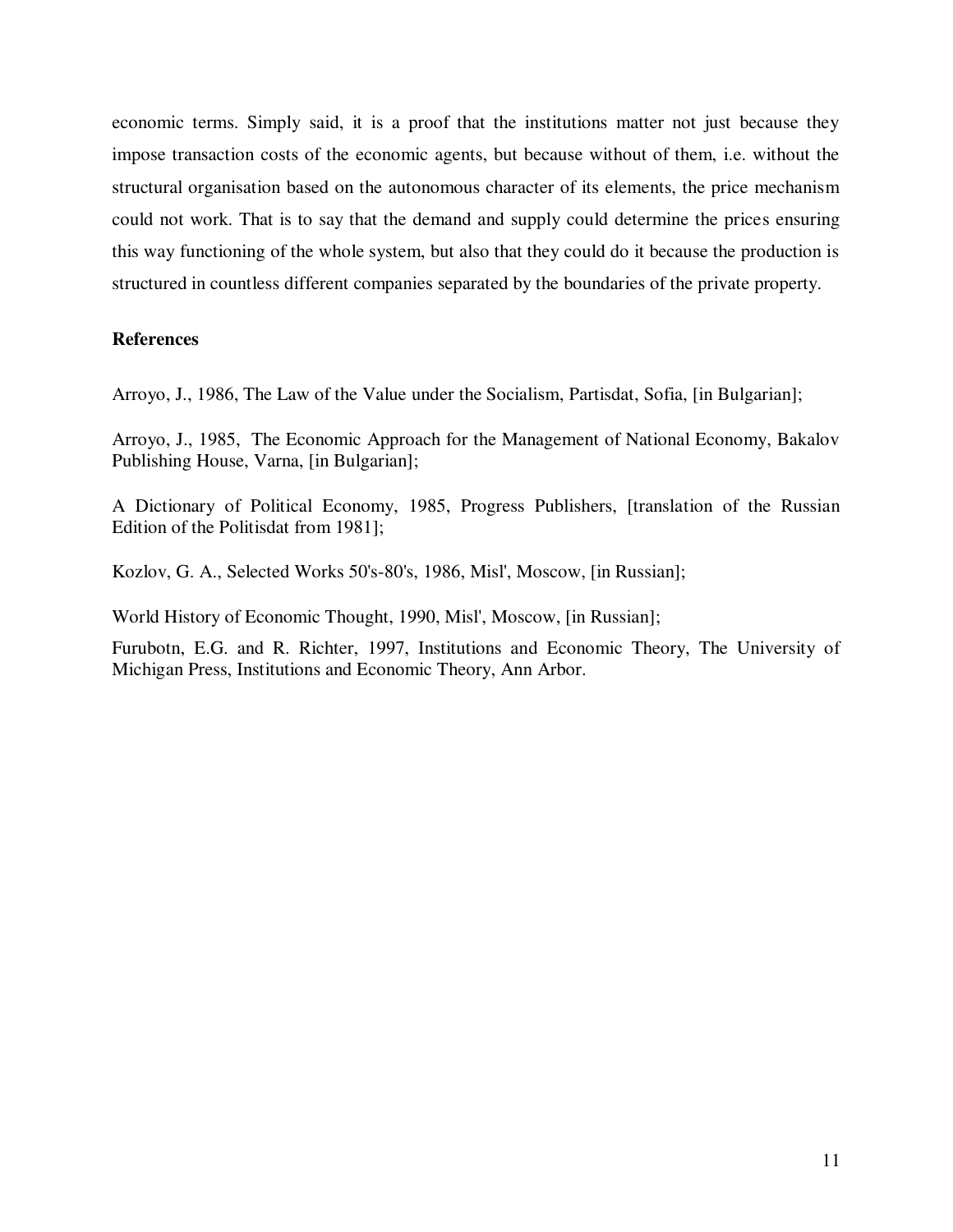economic terms. Simply said, it is a proof that the institutions matter not just because they impose transaction costs of the economic agents, but because without of them, i.e. without the structural organisation based on the autonomous character of its elements, the price mechanism could not work. That is to say that the demand and supply could determine the prices ensuring this way functioning of the whole system, but also that they could do it because the production is structured in countless different companies separated by the boundaries of the private property.

**References**

Arroyo, J., 1986, The Law of the Value under the Socialism, Partisdat, Sofia, [in Bulgarian];

Arroyo, J., 1985, The Economic Approach for the Management of National Economy, Bakalov Publishing House, Varna, [in Bulgarian];

A Dictionary of Political Economy, 1985, Progress Publishers, [translation of the Russian Edition of the Politisdat from 1981];

Kozlov, G. A., Selected Works 50's-80's, 1986, Misl', Moscow, [in Russian];

World History of Economic Thought, 1990, Misl', Moscow, [in Russian];

Furubotn, E.G. and R. Richter, 1997, Institutions and Economic Theory, The University of Michigan Press, Institutions and Economic Theory, Ann Arbor.